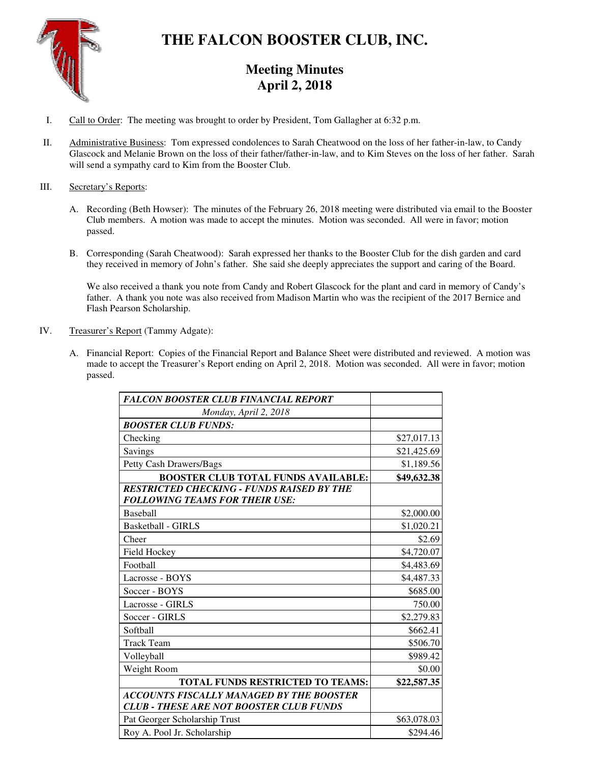# THE FALCON BOOSTER CLUB, INC.

## Meeting Minutes
## April 2, 2018

I. Call to Order: The meeting was brought to order by President, Tom Gallagher at 6:32 p.m.

II. Administrative Business: Tom expressed condolences to Sarah Cheatwood on the loss of her father-in-law, to Candy Glascock and Melanie Brown on the loss of their father/father-in-law, and to Kim Steves on the loss of her father. Sarah will send a sympathy card to Kim from the Booster Club.

III. Secretary's Reports:

A. Recording (Beth Howser): The minutes of the February 26, 2018 meeting were distributed via email to the Booster Club members. A motion was made to accept the minutes. Motion was seconded. All were in favor; motion passed.

B. Corresponding (Sarah Cheatwood): Sarah expressed her thanks to the Booster Club for the dish garden and card they received in memory of John's father. She said she deeply appreciates the support and caring of the Board.

We also received a thank you note from Candy and Robert Glascock for the plant and card in memory of Candy's father. A thank you note was also received from Madison Martin who was the recipient of the 2017 Bernice and Flash Pearson Scholarship.

IV. Treasurer's Report (Tammy Adgate):

A. Financial Report: Copies of the Financial Report and Balance Sheet were distributed and reviewed. A motion was made to accept the Treasurer's Report ending on April 2, 2018. Motion was seconded. All were in favor; motion passed.

| ***FALCON BOOSTER CLUB FINANCIAL REPORT*** | |
|---|---|
| *Monday, April 2, 2018* | |
| ***BOOSTER CLUB FUNDS:*** | |
| Checking | $27,017.13 |
| Savings | $21,425.69 |
| Petty Cash Drawers/Bags | $1,189.56 |
| **BOOSTER CLUB TOTAL FUNDS AVAILABLE:** | **$49,632.38** |
| ***RESTRICTED CHECKING - FUNDS RAISED BY THE FOLLOWING TEAMS FOR THEIR USE:*** | |
| Baseball | $2,000.00 |
| Basketball - GIRLS | $1,020.21 |
| Cheer | $2.69 |
| Field Hockey | $4,720.07 |
| Football | $4,483.69 |
| Lacrosse - BOYS | $4,487.33 |
| Soccer - BOYS | $685.00 |
| Lacrosse - GIRLS | 750.00 |
| Soccer - GIRLS | $2,279.83 |
| Softball | $662.41 |
| Track Team | $506.70 |
| Volleyball | $989.42 |
| Weight Room | $0.00 |
| **TOTAL FUNDS RESTRICTED TO TEAMS:** | **$22,587.35** |
| ***ACCOUNTS FISCALLY MANAGED BY THE BOOSTER CLUB - THESE ARE NOT BOOSTER CLUB FUNDS*** | |
| Pat Georger Scholarship Trust | $63,078.03 |
| Roy A. Pool Jr. Scholarship | $294.46 |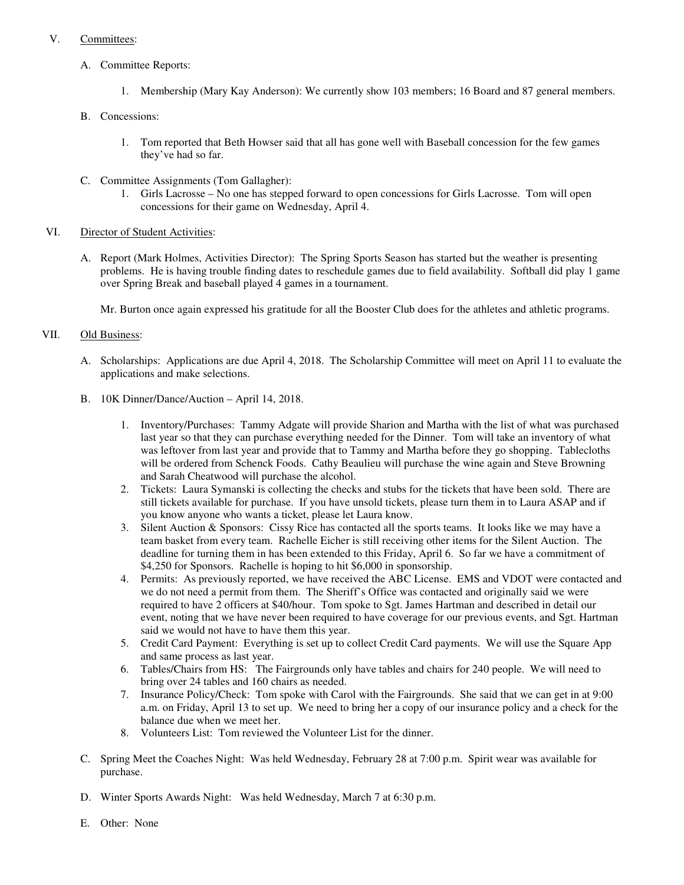V. Committees:

   A. Committee Reports:

      1. Membership (Mary Kay Anderson): We currently show 103 members; 16 Board and 87 general members.

   B. Concessions:

      1. Tom reported that Beth Howser said that all has gone well with Baseball concession for the few games they've had so far.

   C. Committee Assignments (Tom Gallagher):

      1. Girls Lacrosse – No one has stepped forward to open concessions for Girls Lacrosse. Tom will open concessions for their game on Wednesday, April 4.

VI. Director of Student Activities:

   A. Report (Mark Holmes, Activities Director): The Spring Sports Season has started but the weather is presenting problems. He is having trouble finding dates to reschedule games due to field availability. Softball did play 1 game over Spring Break and baseball played 4 games in a tournament.

      Mr. Burton once again expressed his gratitude for all the Booster Club does for the athletes and athletic programs.

VII. Old Business:

   A. Scholarships: Applications are due April 4, 2018. The Scholarship Committee will meet on April 11 to evaluate the applications and make selections.

   B. 10K Dinner/Dance/Auction – April 14, 2018.

      1. Inventory/Purchases: Tammy Adgate will provide Sharion and Martha with the list of what was purchased last year so that they can purchase everything needed for the Dinner. Tom will take an inventory of what was leftover from last year and provide that to Tammy and Martha before they go shopping. Tablecloths will be ordered from Schenck Foods. Cathy Beaulieu will purchase the wine again and Steve Browning and Sarah Cheatwood will purchase the alcohol.
      2. Tickets: Laura Symanski is collecting the checks and stubs for the tickets that have been sold. There are still tickets available for purchase. If you have unsold tickets, please turn them in to Laura ASAP and if you know anyone who wants a ticket, please let Laura know.
      3. Silent Auction & Sponsors: Cissy Rice has contacted all the sports teams. It looks like we may have a team basket from every team. Rachelle Eicher is still receiving other items for the Silent Auction. The deadline for turning them in has been extended to this Friday, April 6. So far we have a commitment of $4,250 for Sponsors. Rachelle is hoping to hit $6,000 in sponsorship.
      4. Permits: As previously reported, we have received the ABC License. EMS and VDOT were contacted and we do not need a permit from them. The Sheriff's Office was contacted and originally said we were required to have 2 officers at $40/hour. Tom spoke to Sgt. James Hartman and described in detail our event, noting that we have never been required to have coverage for our previous events, and Sgt. Hartman said we would not have to have them this year.
      5. Credit Card Payment: Everything is set up to collect Credit Card payments. We will use the Square App and same process as last year.
      6. Tables/Chairs from HS: The Fairgrounds only have tables and chairs for 240 people. We will need to bring over 24 tables and 160 chairs as needed.
      7. Insurance Policy/Check: Tom spoke with Carol with the Fairgrounds. She said that we can get in at 9:00 a.m. on Friday, April 13 to set up. We need to bring her a copy of our insurance policy and a check for the balance due when we meet her.
      8. Volunteers List: Tom reviewed the Volunteer List for the dinner.

   C. Spring Meet the Coaches Night: Was held Wednesday, February 28 at 7:00 p.m. Spirit wear was available for purchase.

   D. Winter Sports Awards Night: Was held Wednesday, March 7 at 6:30 p.m.

   E. Other: None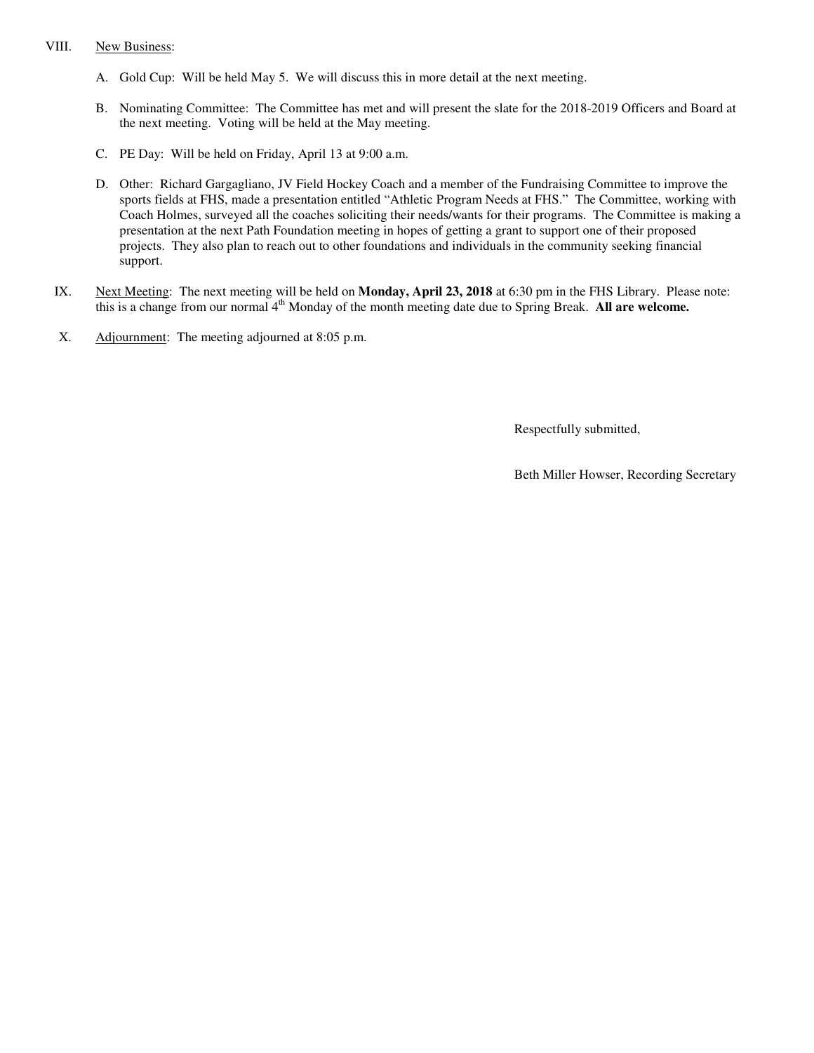VIII. <u>New Business</u>:

A. Gold Cup: Will be held May 5. We will discuss this in more detail at the next meeting.

B. Nominating Committee: The Committee has met and will present the slate for the 2018-2019 Officers and Board at the next meeting. Voting will be held at the May meeting.

C. PE Day: Will be held on Friday, April 13 at 9:00 a.m.

D. Other: Richard Gargagliano, JV Field Hockey Coach and a member of the Fundraising Committee to improve the sports fields at FHS, made a presentation entitled "Athletic Program Needs at FHS." The Committee, working with Coach Holmes, surveyed all the coaches soliciting their needs/wants for their programs. The Committee is making a presentation at the next Path Foundation meeting in hopes of getting a grant to support one of their proposed projects. They also plan to reach out to other foundations and individuals in the community seeking financial support.

IX. <u>Next Meeting</u>: The next meeting will be held on **Monday, April 23, 2018** at 6:30 pm in the FHS Library. Please note: this is a change from our normal 4th Monday of the month meeting date due to Spring Break. **All are welcome.**

X. <u>Adjournment</u>: The meeting adjourned at 8:05 p.m.

Respectfully submitted,

Beth Miller Howser, Recording Secretary